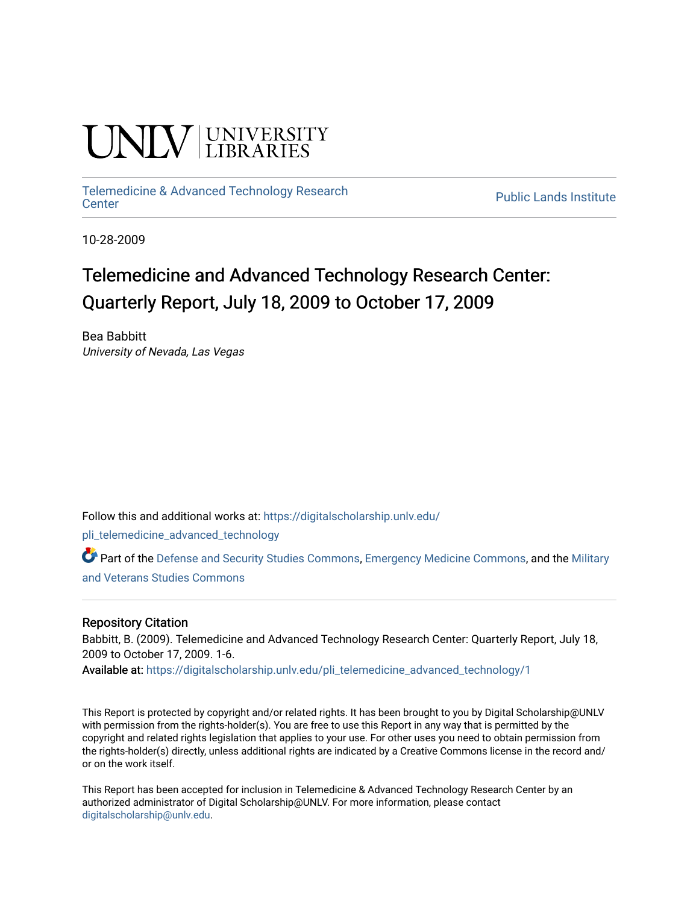UNLV | UNIVERSITY LIBRARIES

Telemedicine & Advanced Technology Research Center | Public Lands Institute

10-28-2009

# Telemedicine and Advanced Technology Research Center: Quarterly Report, July 18, 2009 to October 17, 2009

Bea Babbitt
*University of Nevada, Las Vegas*

Follow this and additional works at: https://digitalscholarship.unlv.edu/pli_telemedicine_advanced_technology

Part of the Defense and Security Studies Commons, Emergency Medicine Commons, and the Military and Veterans Studies Commons

## Repository Citation

Babbitt, B. (2009). Telemedicine and Advanced Technology Research Center: Quarterly Report, July 18, 2009 to October 17, 2009. 1-6.
Available at: https://digitalscholarship.unlv.edu/pli_telemedicine_advanced_technology/1

This Report is protected by copyright and/or related rights. It has been brought to you by Digital Scholarship@UNLV with permission from the rights-holder(s). You are free to use this Report in any way that is permitted by the copyright and related rights legislation that applies to your use. For other uses you need to obtain permission from the rights-holder(s) directly, unless additional rights are indicated by a Creative Commons license in the record and/or on the work itself.

This Report has been accepted for inclusion in Telemedicine & Advanced Technology Research Center by an authorized administrator of Digital Scholarship@UNLV. For more information, please contact digitalscholarship@unlv.edu.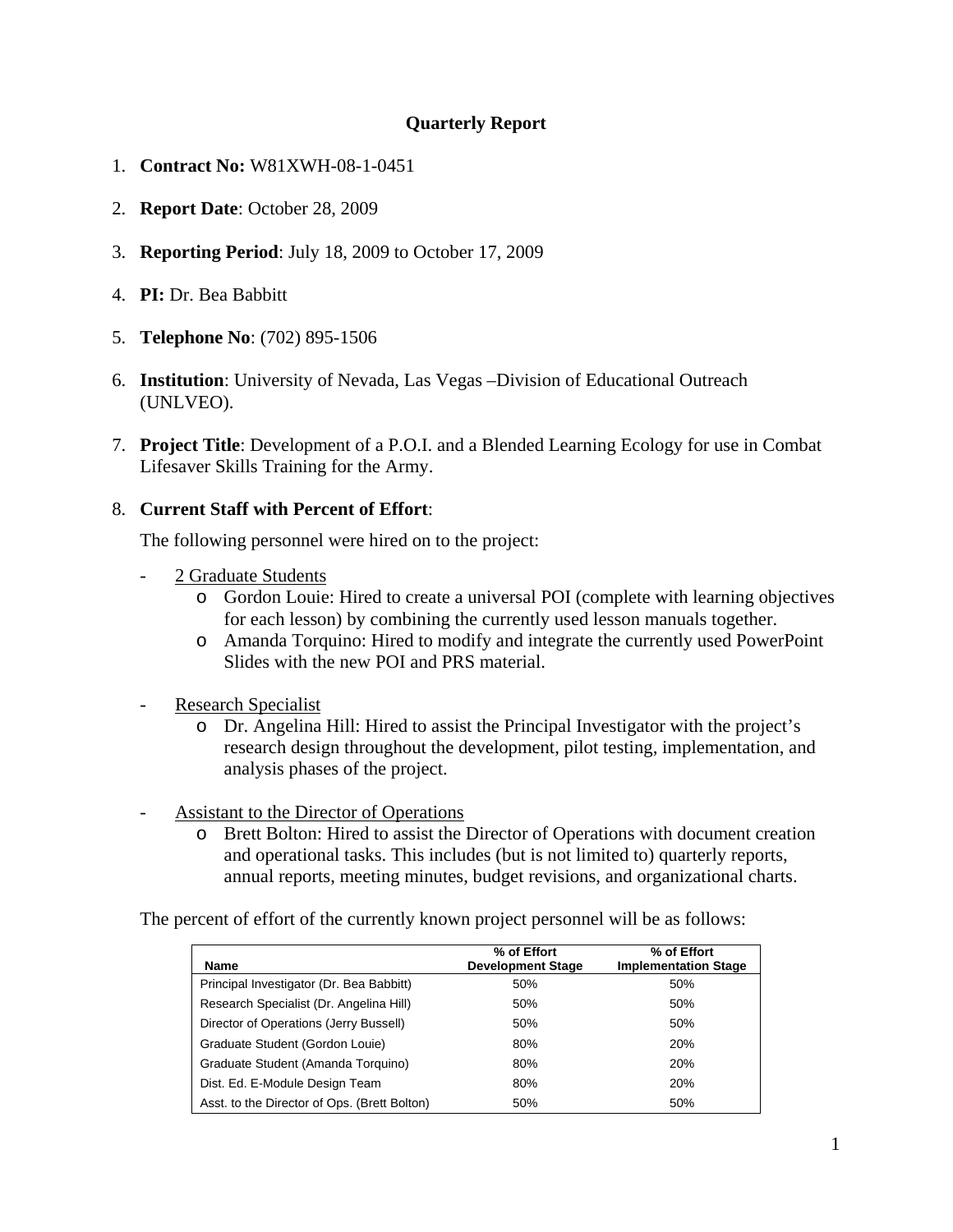# Quarterly Report

1. **Contract No:** W81XWH-08-1-0451

2. **Report Date**: October 28, 2009

3. **Reporting Period**: July 18, 2009 to October 17, 2009

4. **PI:** Dr. Bea Babbitt

5. **Telephone No**: (702) 895-1506

6. **Institution**: University of Nevada, Las Vegas –Division of Educational Outreach (UNLVEO).

7. **Project Title**: Development of a P.O.I. and a Blended Learning Ecology for use in Combat Lifesaver Skills Training for the Army.

8. **Current Staff with Percent of Effort**:

   The following personnel were hired on to the project:

   - 2 Graduate Students
     - Gordon Louie: Hired to create a universal POI (complete with learning objectives for each lesson) by combining the currently used lesson manuals together.
     - Amanda Torquino: Hired to modify and integrate the currently used PowerPoint Slides with the new POI and PRS material.

   - Research Specialist
     - Dr. Angelina Hill: Hired to assist the Principal Investigator with the project's research design throughout the development, pilot testing, implementation, and analysis phases of the project.

   - Assistant to the Director of Operations
     - Brett Bolton: Hired to assist the Director of Operations with document creation and operational tasks. This includes (but is not limited to) quarterly reports, annual reports, meeting minutes, budget revisions, and organizational charts.

   The percent of effort of the currently known project personnel will be as follows:

| Name | % of Effort Development Stage | % of Effort Implementation Stage |
|---|---|---|
| Principal Investigator (Dr. Bea Babbitt) | 50% | 50% |
| Research Specialist (Dr. Angelina Hill) | 50% | 50% |
| Director of Operations (Jerry Bussell) | 50% | 50% |
| Graduate Student (Gordon Louie) | 80% | 20% |
| Graduate Student (Amanda Torquino) | 80% | 20% |
| Dist. Ed. E-Module Design Team | 80% | 20% |
| Asst. to the Director of Ops. (Brett Bolton) | 50% | 50% |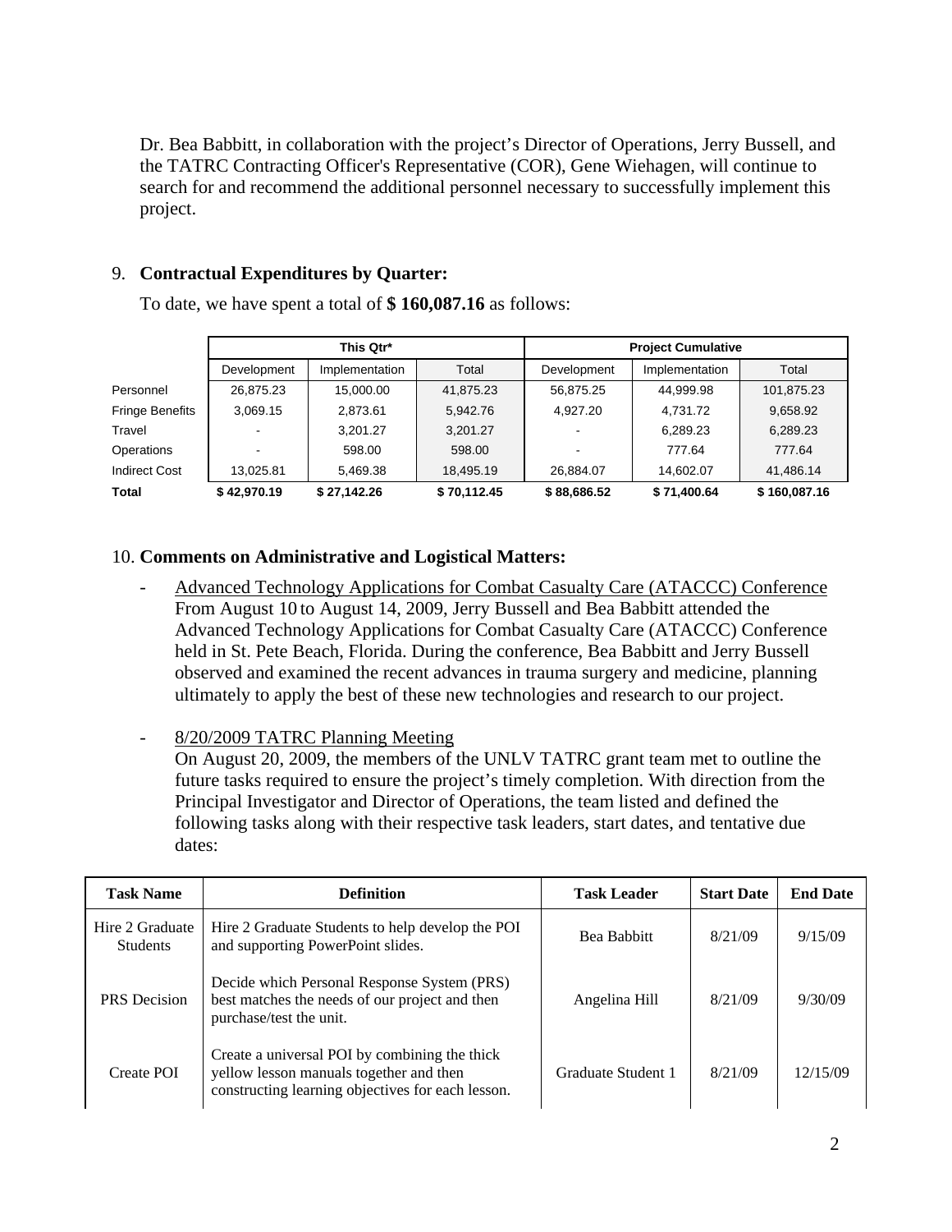Dr. Bea Babbitt, in collaboration with the project's Director of Operations, Jerry Bussell, and the TATRC Contracting Officer's Representative (COR), Gene Wiehagen, will continue to search for and recommend the additional personnel necessary to successfully implement this project.

9. **Contractual Expenditures by Quarter:**

To date, we have spent a total of **$ 160,087.16** as follows:

| | This Qtr* | | | Project Cumulative | | |
|---|---|---|---|---|---|---|
| | Development | Implementation | Total | Development | Implementation | Total |
| Personnel | 26,875.23 | 15,000.00 | 41,875.23 | 56,875.25 | 44,999.98 | 101,875.23 |
| Fringe Benefits | 3,069.15 | 2,873.61 | 5,942.76 | 4,927.20 | 4,731.72 | 9,658.92 |
| Travel | - | 3,201.27 | 3,201.27 | - | 6,289.23 | 6,289.23 |
| Operations | - | 598.00 | 598.00 | - | 777.64 | 777.64 |
| Indirect Cost | 13,025.81 | 5,469.38 | 18,495.19 | 26,884.07 | 14,602.07 | 41,486.14 |
| **Total** | **$ 42,970.19** | **$ 27,142.26** | **$ 70,112.45** | **$ 88,686.52** | **$ 71,400.64** | **$ 160,087.16** |

10. **Comments on Administrative and Logistical Matters:**

- Advanced Technology Applications for Combat Casualty Care (ATACCC) Conference
  From August 10 to August 14, 2009, Jerry Bussell and Bea Babbitt attended the Advanced Technology Applications for Combat Casualty Care (ATACCC) Conference held in St. Pete Beach, Florida. During the conference, Bea Babbitt and Jerry Bussell observed and examined the recent advances in trauma surgery and medicine, planning ultimately to apply the best of these new technologies and research to our project.

- 8/20/2009 TATRC Planning Meeting
  On August 20, 2009, the members of the UNLV TATRC grant team met to outline the future tasks required to ensure the project's timely completion. With direction from the Principal Investigator and Director of Operations, the team listed and defined the following tasks along with their respective task leaders, start dates, and tentative due dates:

| Task Name | Definition | Task Leader | Start Date | End Date |
|---|---|---|---|---|
| Hire 2 Graduate Students | Hire 2 Graduate Students to help develop the POI and supporting PowerPoint slides. | Bea Babbitt | 8/21/09 | 9/15/09 |
| PRS Decision | Decide which Personal Response System (PRS) best matches the needs of our project and then purchase/test the unit. | Angelina Hill | 8/21/09 | 9/30/09 |
| Create POI | Create a universal POI by combining the thick yellow lesson manuals together and then constructing learning objectives for each lesson. | Graduate Student 1 | 8/21/09 | 12/15/09 |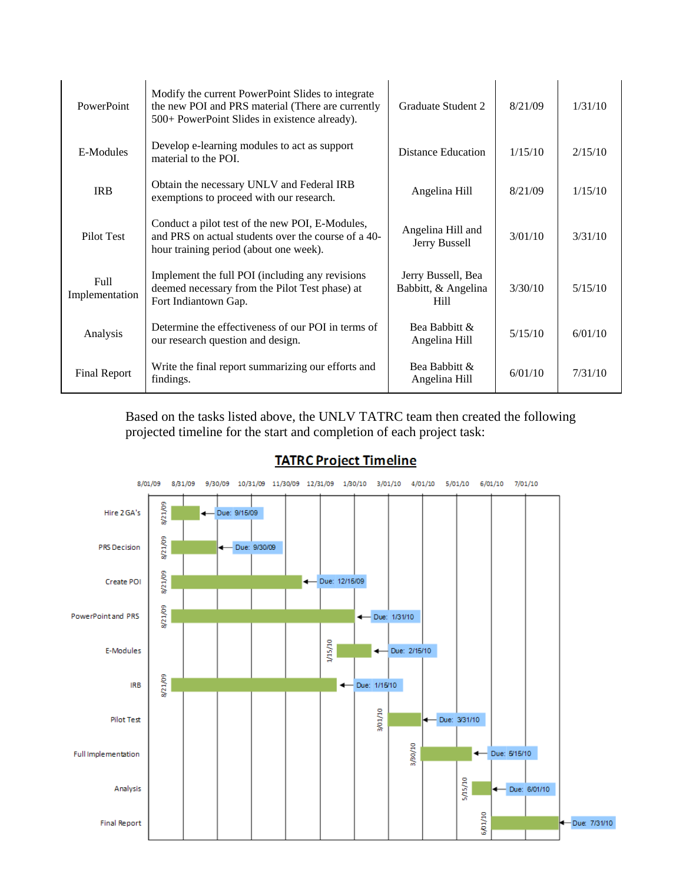| PowerPoint | Modify the current PowerPoint Slides to integrate the new POI and PRS material (There are currently 500+ PowerPoint Slides in existence already). | Graduate Student 2 | 8/21/09 | 1/31/10 |
|---|---|---|---|---|
| E-Modules | Develop e-learning modules to act as support material to the POI. | Distance Education | 1/15/10 | 2/15/10 |
| IRB | Obtain the necessary UNLV and Federal IRB exemptions to proceed with our research. | Angelina Hill | 8/21/09 | 1/15/10 |
| Pilot Test | Conduct a pilot test of the new POI, E-Modules, and PRS on actual students over the course of a 40-hour training period (about one week). | Angelina Hill and Jerry Bussell | 3/01/10 | 3/31/10 |
| Full Implementation | Implement the full POI (including any revisions deemed necessary from the Pilot Test phase) at Fort Indiantown Gap. | Jerry Bussell, Bea Babbitt, & Angelina Hill | 3/30/10 | 5/15/10 |
| Analysis | Determine the effectiveness of our POI in terms of our research question and design. | Bea Babbitt & Angelina Hill | 5/15/10 | 6/01/10 |
| Final Report | Write the final report summarizing our efforts and findings. | Bea Babbitt & Angelina Hill | 6/01/10 | 7/31/10 |

Based on the tasks listed above, the UNLV TATRC team then created the following projected timeline for the start and completion of each project task:

**TATRC Project Timeline**

| Task | Start | Due |
|---|---|---|
| Hire 2 GA's | 8/21/09 | 9/15/09 |
| PRS Decision | 8/21/09 | 9/30/09 |
| Create POI | 8/21/09 | 12/15/09 |
| PowerPoint and PRS | 8/21/09 | 1/31/10 |
| E-Modules | 1/15/10 | 2/15/10 |
| IRB | 8/21/09 | 1/15/10 |
| Pilot Test | 3/01/10 | 3/31/10 |
| Full Implementation | 3/30/10 | 5/15/10 |
| Analysis | 5/15/10 | 6/01/10 |
| Final Report | 6/01/10 | 7/31/10 |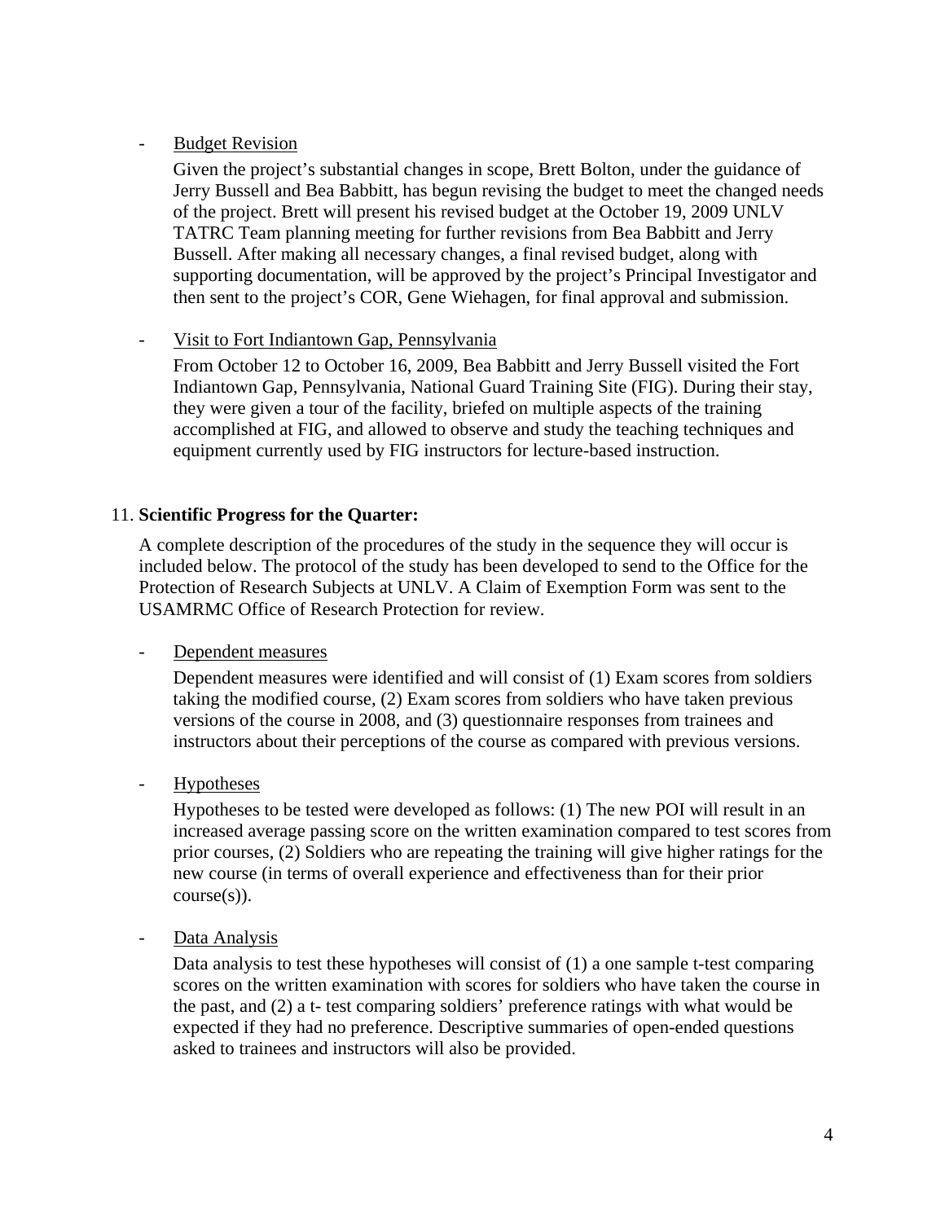- <u>Budget Revision</u>

  Given the project's substantial changes in scope, Brett Bolton, under the guidance of Jerry Bussell and Bea Babbitt, has begun revising the budget to meet the changed needs of the project. Brett will present his revised budget at the October 19, 2009 UNLV TATRC Team planning meeting for further revisions from Bea Babbitt and Jerry Bussell. After making all necessary changes, a final revised budget, along with supporting documentation, will be approved by the project's Principal Investigator and then sent to the project's COR, Gene Wiehagen, for final approval and submission.

- <u>Visit to Fort Indiantown Gap, Pennsylvania</u>

  From October 12 to October 16, 2009, Bea Babbitt and Jerry Bussell visited the Fort Indiantown Gap, Pennsylvania, National Guard Training Site (FIG). During their stay, they were given a tour of the facility, briefed on multiple aspects of the training accomplished at FIG, and allowed to observe and study the teaching techniques and equipment currently used by FIG instructors for lecture-based instruction.

11. **Scientific Progress for the Quarter:**

A complete description of the procedures of the study in the sequence they will occur is included below. The protocol of the study has been developed to send to the Office for the Protection of Research Subjects at UNLV. A Claim of Exemption Form was sent to the USAMRMC Office of Research Protection for review.

- <u>Dependent measures</u>

  Dependent measures were identified and will consist of (1) Exam scores from soldiers taking the modified course, (2) Exam scores from soldiers who have taken previous versions of the course in 2008, and (3) questionnaire responses from trainees and instructors about their perceptions of the course as compared with previous versions.

- <u>Hypotheses</u>

  Hypotheses to be tested were developed as follows: (1) The new POI will result in an increased average passing score on the written examination compared to test scores from prior courses, (2) Soldiers who are repeating the training will give higher ratings for the new course (in terms of overall experience and effectiveness than for their prior course(s)).

- <u>Data Analysis</u>

  Data analysis to test these hypotheses will consist of (1) a one sample t-test comparing scores on the written examination with scores for soldiers who have taken the course in the past, and (2) a t- test comparing soldiers' preference ratings with what would be expected if they had no preference. Descriptive summaries of open-ended questions asked to trainees and instructors will also be provided.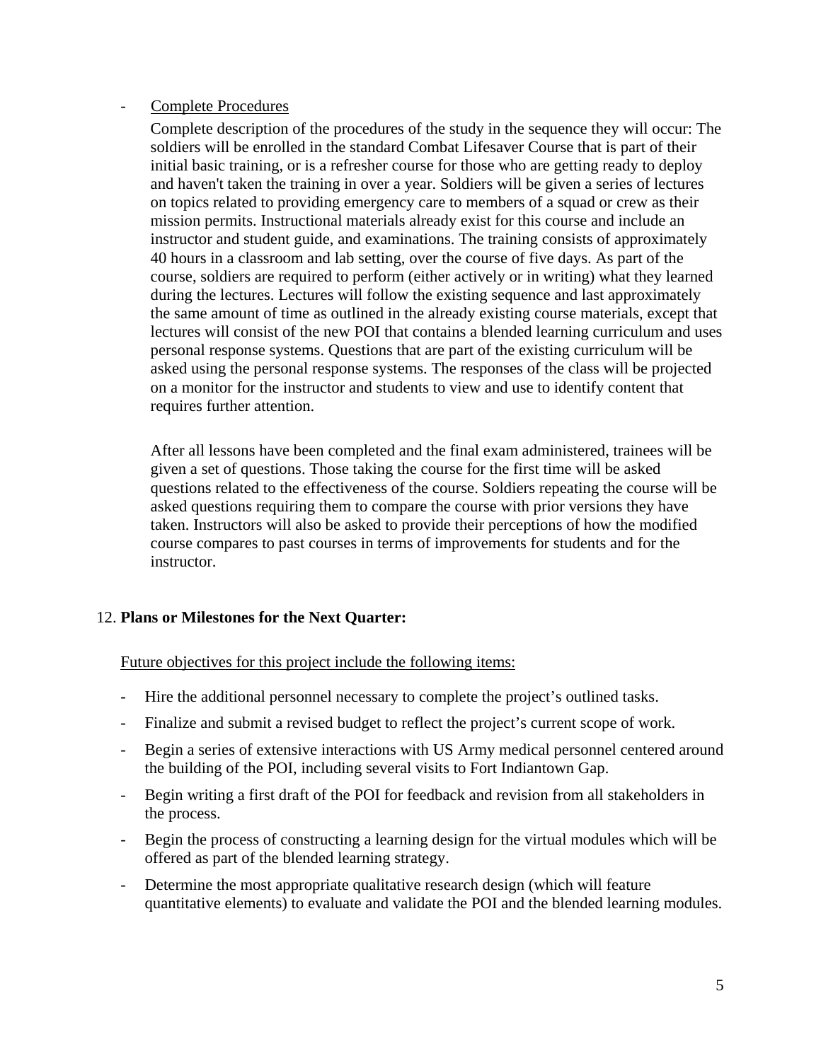- <u>Complete Procedures</u>

  Complete description of the procedures of the study in the sequence they will occur: The soldiers will be enrolled in the standard Combat Lifesaver Course that is part of their initial basic training, or is a refresher course for those who are getting ready to deploy and haven't taken the training in over a year. Soldiers will be given a series of lectures on topics related to providing emergency care to members of a squad or crew as their mission permits. Instructional materials already exist for this course and include an instructor and student guide, and examinations. The training consists of approximately 40 hours in a classroom and lab setting, over the course of five days. As part of the course, soldiers are required to perform (either actively or in writing) what they learned during the lectures. Lectures will follow the existing sequence and last approximately the same amount of time as outlined in the already existing course materials, except that lectures will consist of the new POI that contains a blended learning curriculum and uses personal response systems. Questions that are part of the existing curriculum will be asked using the personal response systems. The responses of the class will be projected on a monitor for the instructor and students to view and use to identify content that requires further attention.

  After all lessons have been completed and the final exam administered, trainees will be given a set of questions. Those taking the course for the first time will be asked questions related to the effectiveness of the course. Soldiers repeating the course will be asked questions requiring them to compare the course with prior versions they have taken. Instructors will also be asked to provide their perceptions of how the modified course compares to past courses in terms of improvements for students and for the instructor.

12. **Plans or Milestones for the Next Quarter:**

<u>Future objectives for this project include the following items:</u>

- Hire the additional personnel necessary to complete the project's outlined tasks.
- Finalize and submit a revised budget to reflect the project's current scope of work.
- Begin a series of extensive interactions with US Army medical personnel centered around the building of the POI, including several visits to Fort Indiantown Gap.
- Begin writing a first draft of the POI for feedback and revision from all stakeholders in the process.
- Begin the process of constructing a learning design for the virtual modules which will be offered as part of the blended learning strategy.
- Determine the most appropriate qualitative research design (which will feature quantitative elements) to evaluate and validate the POI and the blended learning modules.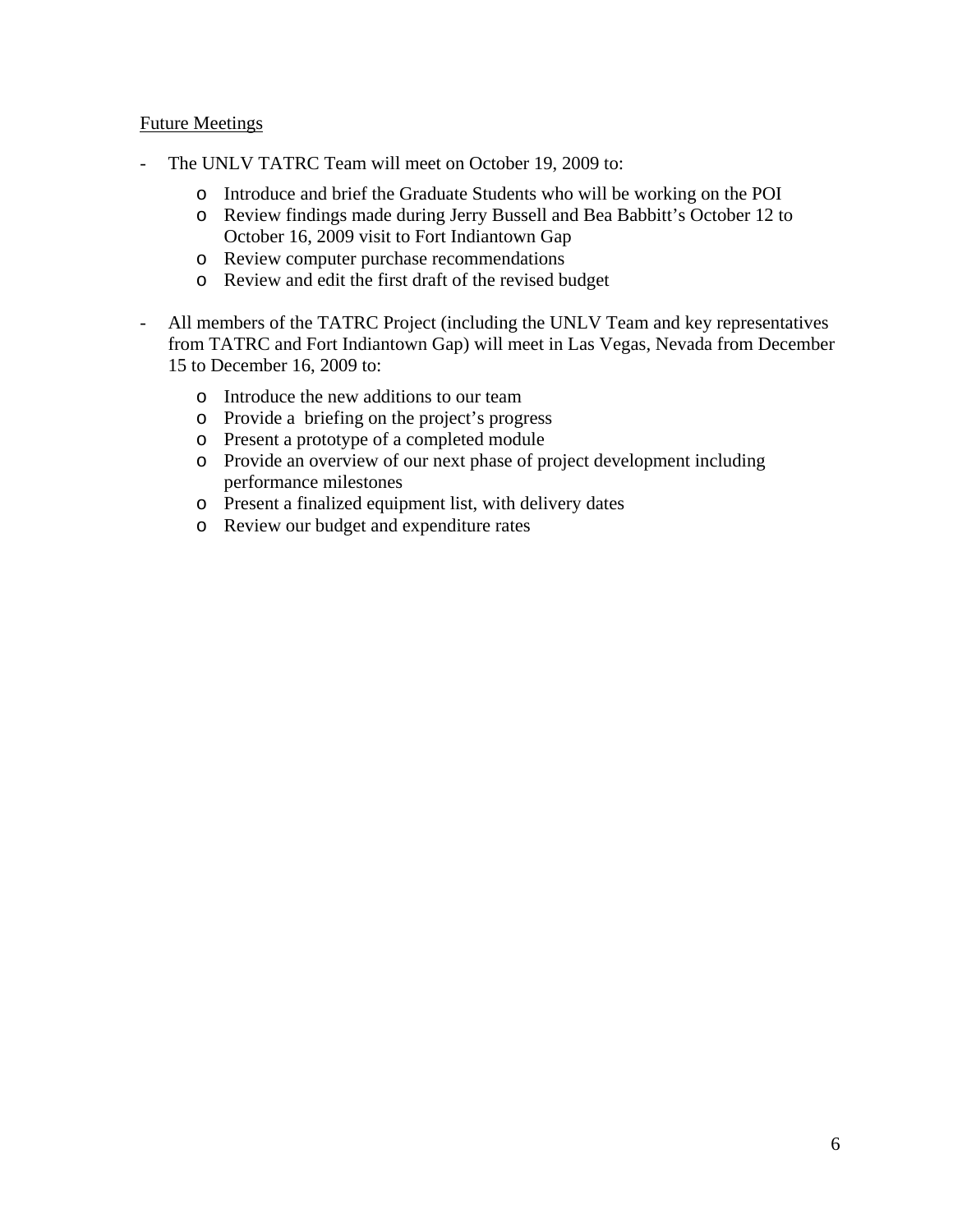Future Meetings

- The UNLV TATRC Team will meet on October 19, 2009 to:
  - Introduce and brief the Graduate Students who will be working on the POI
  - Review findings made during Jerry Bussell and Bea Babbitt's October 12 to October 16, 2009 visit to Fort Indiantown Gap
  - Review computer purchase recommendations
  - Review and edit the first draft of the revised budget

- All members of the TATRC Project (including the UNLV Team and key representatives from TATRC and Fort Indiantown Gap) will meet in Las Vegas, Nevada from December 15 to December 16, 2009 to:
  - Introduce the new additions to our team
  - Provide a briefing on the project's progress
  - Present a prototype of a completed module
  - Provide an overview of our next phase of project development including performance milestones
  - Present a finalized equipment list, with delivery dates
  - Review our budget and expenditure rates